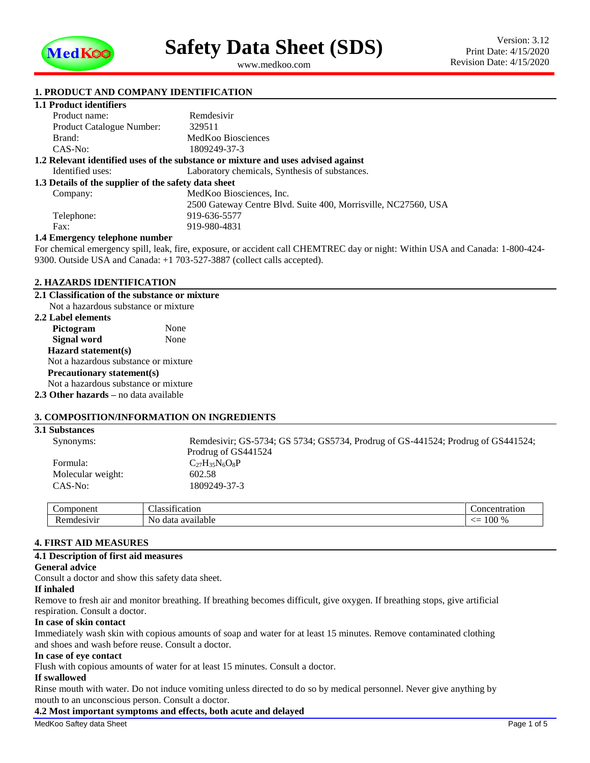# Safety Data Sheet (SDS)

www.medkoo.com

Version: 3.12
Print Date: 4/15/2020
Revision Date: 4/15/2020

## 1. PRODUCT AND COMPANY IDENTIFICATION

### 1.1 Product identifiers

| | |
|---|---|
| Product name: | Remdesivir |
| Product Catalogue Number: | 329511 |
| Brand: | MedKoo Biosciences |
| CAS-No: | 1809249-37-3 |

### 1.2 Relevant identified uses of the substance or mixture and uses advised against

Identified uses: Laboratory chemicals, Synthesis of substances.

### 1.3 Details of the supplier of the safety data sheet

| | |
|---|---|
| Company: | MedKoo Biosciences, Inc.<br>2500 Gateway Centre Blvd. Suite 400, Morrisville, NC27560, USA |
| Telephone: | 919-636-5577 |
| Fax: | 919-980-4831 |

### 1.4 Emergency telephone number

For chemical emergency spill, leak, fire, exposure, or accident call CHEMTREC day or night: Within USA and Canada: 1-800-424-9300. Outside USA and Canada: +1 703-527-3887 (collect calls accepted).

## 2. HAZARDS IDENTIFICATION

### 2.1 Classification of the substance or mixture

Not a hazardous substance or mixture

### 2.2 Label elements

**Pictogram** None

**Signal word** None

**Hazard statement(s)**

Not a hazardous substance or mixture

**Precautionary statement(s)**

Not a hazardous substance or mixture

**2.3 Other hazards** – no data available

## 3. COMPOSITION/INFORMATION ON INGREDIENTS

### 3.1 Substances

| | |
|---|---|
| Synonyms: | Remdesivir; GS-5734; GS 5734; GS5734, Prodrug of GS-441524; Prodrug of GS441524; Prodrug of GS441524 |
| Formula: | $C_{27}H_{35}N_6O_8P$ |
| Molecular weight: | 602.58 |
| CAS-No: | 1809249-37-3 |

| Component | Classification | Concentration |
|---|---|---|
| Remdesivir | No data available | <= 100 % |

## 4. FIRST AID MEASURES

### 4.1 Description of first aid measures

**General advice**

Consult a doctor and show this safety data sheet.

**If inhaled**

Remove to fresh air and monitor breathing. If breathing becomes difficult, give oxygen. If breathing stops, give artificial respiration. Consult a doctor.

**In case of skin contact**

Immediately wash skin with copious amounts of soap and water for at least 15 minutes. Remove contaminated clothing and shoes and wash before reuse. Consult a doctor.

**In case of eye contact**

Flush with copious amounts of water for at least 15 minutes. Consult a doctor.

**If swallowed**

Rinse mouth with water. Do not induce vomiting unless directed to do so by medical personnel. Never give anything by mouth to an unconscious person. Consult a doctor.

### 4.2 Most important symptoms and effects, both acute and delayed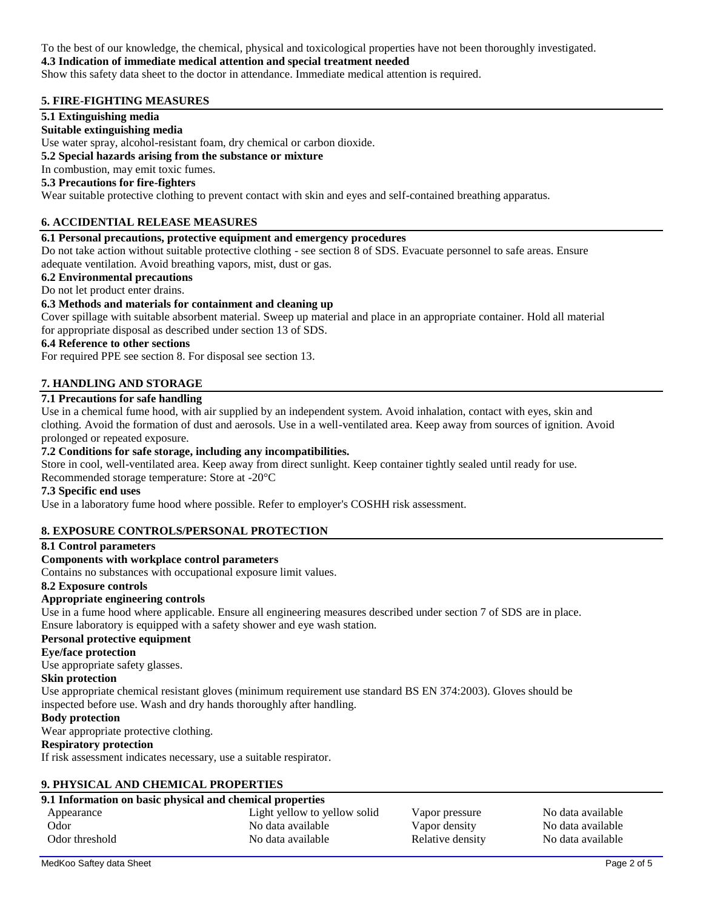To the best of our knowledge, the chemical, physical and toxicological properties have not been thoroughly investigated.

**4.3 Indication of immediate medical attention and special treatment needed**

Show this safety data sheet to the doctor in attendance. Immediate medical attention is required.

## 5. FIRE-FIGHTING MEASURES

**5.1 Extinguishing media**

**Suitable extinguishing media**

Use water spray, alcohol-resistant foam, dry chemical or carbon dioxide.

**5.2 Special hazards arising from the substance or mixture**

In combustion, may emit toxic fumes.

**5.3 Precautions for fire-fighters**

Wear suitable protective clothing to prevent contact with skin and eyes and self-contained breathing apparatus.

## 6. ACCIDENTIAL RELEASE MEASURES

**6.1 Personal precautions, protective equipment and emergency procedures**

Do not take action without suitable protective clothing - see section 8 of SDS. Evacuate personnel to safe areas. Ensure adequate ventilation. Avoid breathing vapors, mist, dust or gas.

**6.2 Environmental precautions**

Do not let product enter drains.

**6.3 Methods and materials for containment and cleaning up**

Cover spillage with suitable absorbent material. Sweep up material and place in an appropriate container. Hold all material for appropriate disposal as described under section 13 of SDS.

**6.4 Reference to other sections**

For required PPE see section 8. For disposal see section 13.

## 7. HANDLING AND STORAGE

**7.1 Precautions for safe handling**

Use in a chemical fume hood, with air supplied by an independent system. Avoid inhalation, contact with eyes, skin and clothing. Avoid the formation of dust and aerosols. Use in a well-ventilated area. Keep away from sources of ignition. Avoid prolonged or repeated exposure.

**7.2 Conditions for safe storage, including any incompatibilities.**

Store in cool, well-ventilated area. Keep away from direct sunlight. Keep container tightly sealed until ready for use.
Recommended storage temperature: Store at -20°C

**7.3 Specific end uses**

Use in a laboratory fume hood where possible. Refer to employer's COSHH risk assessment.

## 8. EXPOSURE CONTROLS/PERSONAL PROTECTION

**8.1 Control parameters**

**Components with workplace control parameters**

Contains no substances with occupational exposure limit values.

**8.2 Exposure controls**

**Appropriate engineering controls**

Use in a fume hood where applicable. Ensure all engineering measures described under section 7 of SDS are in place.
Ensure laboratory is equipped with a safety shower and eye wash station.

**Personal protective equipment**

**Eye/face protection**

Use appropriate safety glasses.

**Skin protection**

Use appropriate chemical resistant gloves (minimum requirement use standard BS EN 374:2003). Gloves should be inspected before use. Wash and dry hands thoroughly after handling.

**Body protection**

Wear appropriate protective clothing.

**Respiratory protection**

If risk assessment indicates necessary, use a suitable respirator.

## 9. PHYSICAL AND CHEMICAL PROPERTIES

**9.1 Information on basic physical and chemical properties**

| | | | |
|---|---|---|---|
| Appearance | Light yellow to yellow solid | Vapor pressure | No data available |
| Odor | No data available | Vapor density | No data available |
| Odor threshold | No data available | Relative density | No data available |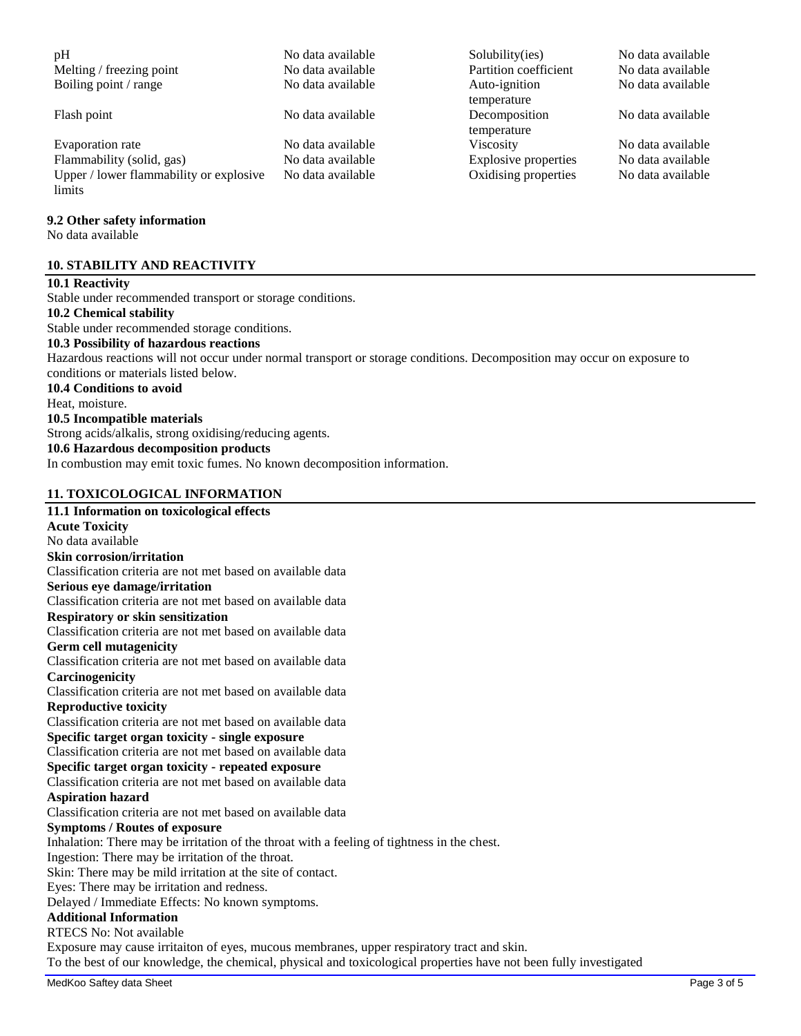| | | | |
|---|---|---|---|
| pH | No data available | Solubility(ies) | No data available |
| Melting / freezing point | No data available | Partition coefficient | No data available |
| Boiling point / range | No data available | Auto-ignition temperature | No data available |
| Flash point | No data available | Decomposition temperature | No data available |
| Evaporation rate | No data available | Viscosity | No data available |
| Flammability (solid, gas) | No data available | Explosive properties | No data available |
| Upper / lower flammability or explosive limits | No data available | Oxidising properties | No data available |

**9.2 Other safety information**

No data available

## 10. STABILITY AND REACTIVITY

**10.1 Reactivity**

Stable under recommended transport or storage conditions.

**10.2 Chemical stability**

Stable under recommended storage conditions.

**10.3 Possibility of hazardous reactions**

Hazardous reactions will not occur under normal transport or storage conditions. Decomposition may occur on exposure to conditions or materials listed below.

**10.4 Conditions to avoid**

Heat, moisture.

**10.5 Incompatible materials**

Strong acids/alkalis, strong oxidising/reducing agents.

**10.6 Hazardous decomposition products**

In combustion may emit toxic fumes. No known decomposition information.

## 11. TOXICOLOGICAL INFORMATION

**11.1 Information on toxicological effects**

**Acute Toxicity**

No data available

**Skin corrosion/irritation**

Classification criteria are not met based on available data

**Serious eye damage/irritation**

Classification criteria are not met based on available data

**Respiratory or skin sensitization**

Classification criteria are not met based on available data

**Germ cell mutagenicity**

Classification criteria are not met based on available data

**Carcinogenicity**

Classification criteria are not met based on available data

**Reproductive toxicity**

Classification criteria are not met based on available data

**Specific target organ toxicity - single exposure**

Classification criteria are not met based on available data

**Specific target organ toxicity - repeated exposure**

Classification criteria are not met based on available data

**Aspiration hazard**

Classification criteria are not met based on available data

**Symptoms / Routes of exposure**

Inhalation: There may be irritation of the throat with a feeling of tightness in the chest.
Ingestion: There may be irritation of the throat.
Skin: There may be mild irritation at the site of contact.
Eyes: There may be irritation and redness.
Delayed / Immediate Effects: No known symptoms.

**Additional Information**

RTECS No: Not available
Exposure may cause irritaiton of eyes, mucous membranes, upper respiratory tract and skin.
To the best of our knowledge, the chemical, physical and toxicological properties have not been fully investigated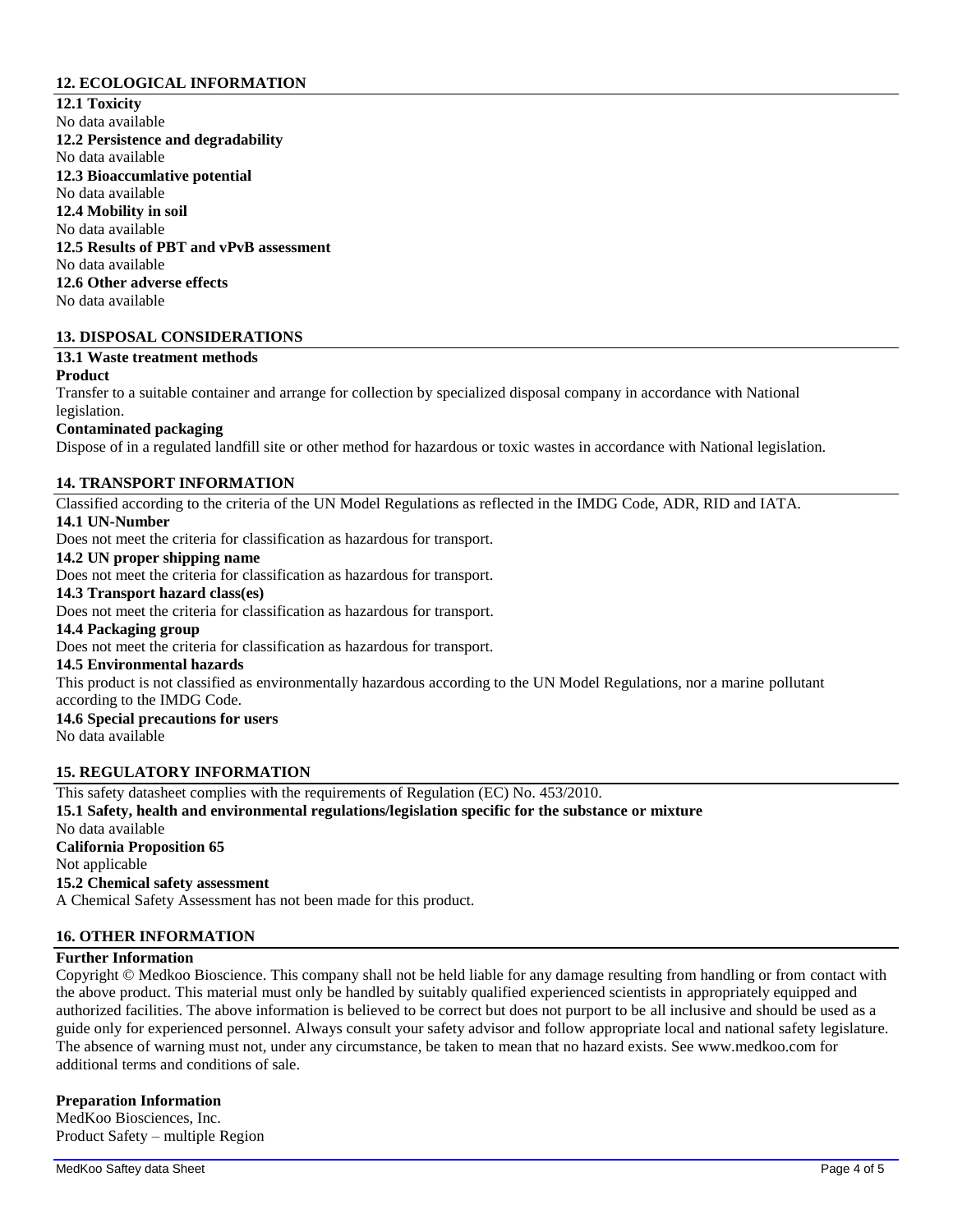## 12. ECOLOGICAL INFORMATION

**12.1 Toxicity**

No data available

**12.2 Persistence and degradability**

No data available

**12.3 Bioaccumlative potential**

No data available

**12.4 Mobility in soil**

No data available

**12.5 Results of PBT and vPvB assessment**

No data available

**12.6 Other adverse effects**

No data available

## 13. DISPOSAL CONSIDERATIONS

**13.1 Waste treatment methods**

**Product**

Transfer to a suitable container and arrange for collection by specialized disposal company in accordance with National legislation.

**Contaminated packaging**

Dispose of in a regulated landfill site or other method for hazardous or toxic wastes in accordance with National legislation.

## 14. TRANSPORT INFORMATION

Classified according to the criteria of the UN Model Regulations as reflected in the IMDG Code, ADR, RID and IATA.

**14.1 UN-Number**

Does not meet the criteria for classification as hazardous for transport.

**14.2 UN proper shipping name**

Does not meet the criteria for classification as hazardous for transport.

**14.3 Transport hazard class(es)**

Does not meet the criteria for classification as hazardous for transport.

**14.4 Packaging group**

Does not meet the criteria for classification as hazardous for transport.

**14.5 Environmental hazards**

This product is not classified as environmentally hazardous according to the UN Model Regulations, nor a marine pollutant according to the IMDG Code.

**14.6 Special precautions for users**

No data available

## 15. REGULATORY INFORMATION

This safety datasheet complies with the requirements of Regulation (EC) No. 453/2010.

**15.1 Safety, health and environmental regulations/legislation specific for the substance or mixture**

No data available

**California Proposition 65**

Not applicable

**15.2 Chemical safety assessment**

A Chemical Safety Assessment has not been made for this product.

## 16. OTHER INFORMATION

**Further Information**

Copyright © Medkoo Bioscience. This company shall not be held liable for any damage resulting from handling or from contact with the above product. This material must only be handled by suitably qualified experienced scientists in appropriately equipped and authorized facilities. The above information is believed to be correct but does not purport to be all inclusive and should be used as a guide only for experienced personnel. Always consult your safety advisor and follow appropriate local and national safety legislature. The absence of warning must not, under any circumstance, be taken to mean that no hazard exists. See www.medkoo.com for additional terms and conditions of sale.

**Preparation Information**

MedKoo Biosciences, Inc.
Product Safety – multiple Region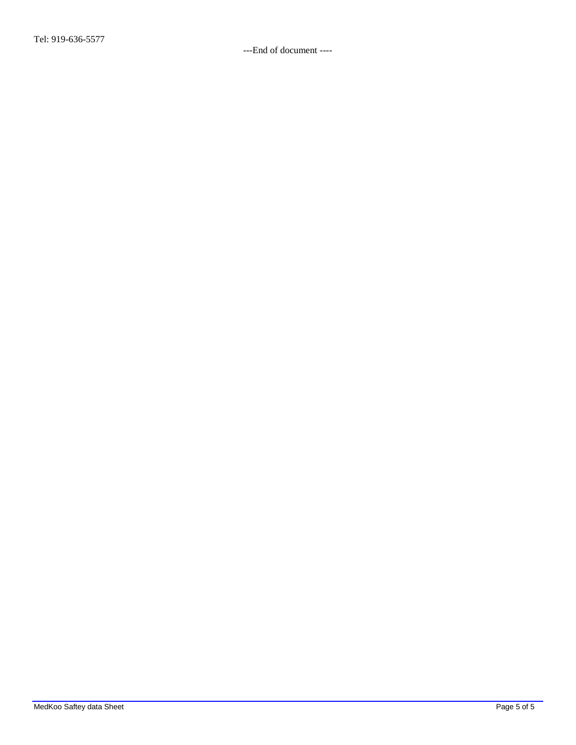Tel: 919-636-5577

---End of document ----